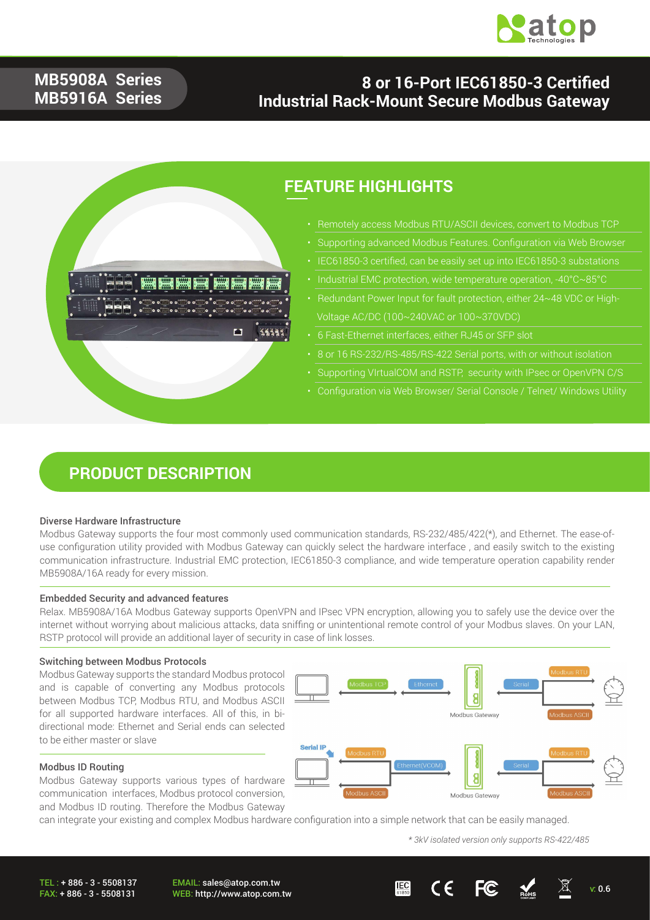# MB5908A Series
# MB5916A Series

## 8 or 16-Port IEC61850-3 Certified Industrial Rack-Mount Secure Modbus Gateway

## FEATURE HIGHLIGHTS

- Remotely access Modbus RTU/ASCII devices, convert to Modbus TCP
- Supporting advanced Modbus Features. Configuration via Web Browser
- IEC61850-3 certified, can be easily set up into IEC61850-3 substations
- Industrial EMC protection, wide temperature operation, -40°C~85°C
- Redundant Power Input for fault protection, either 24~48 VDC or High-Voltage AC/DC (100~240VAC or 100~370VDC)
- 6 Fast-Ethernet interfaces, either RJ45 or SFP slot
- 8 or 16 RS-232/RS-485/RS-422 Serial ports, with or without isolation
- Supporting VIrtualCOM and RSTP, security with IPsec or OpenVPN C/S
- Configuration via Web Browser/ Serial Console / Telnet/ Windows Utility

## PRODUCT DESCRIPTION

### Diverse Hardware Infrastructure

Modbus Gateway supports the four most commonly used communication standards, RS-232/485/422(*), and Ethernet. The ease-of-use configuration utility provided with Modbus Gateway can quickly select the hardware interface , and easily switch to the existing communication infrastructure. Industrial EMC protection, IEC61850-3 compliance, and wide temperature operation capability render MB5908A/16A ready for every mission.

### Embedded Security and advanced features

Relax. MB5908A/16A Modbus Gateway supports OpenVPN and IPsec VPN encryption, allowing you to safely use the device over the internet without worrying about malicious attacks, data sniffing or unintentional remote control of your Modbus slaves. On your LAN, RSTP protocol will provide an additional layer of security in case of link losses.

### Switching between Modbus Protocols

Modbus Gateway supports the standard Modbus protocol and is capable of converting any Modbus protocols between Modbus TCP, Modbus RTU, and Modbus ASCII for all supported hardware interfaces. All of this, in bi-directional mode: Ethernet and Serial ends can selected to be either master or slave

Modbus TCP
Ethernet
Modbus Gateway
Serial
Modbus RTU
Modbus ASCII

Serial IP
Modbus RTU
Modbus ASCII
Ethernet(VCOM)
Modbus Gateway
Serial
Modbus RTU
Modbus ASCII

### Modbus ID Routing

Modbus Gateway supports various types of hardware communication interfaces, Modbus protocol conversion, and Modbus ID routing. Therefore the Modbus Gateway can integrate your existing and complex Modbus hardware configuration into a simple network that can be easily managed.

*\* 3kV isolated version only supports RS-422/485*

TEL : + 886 - 3 - 5508137
FAX: + 886 - 3 - 5508131

EMAIL: sales@atop.com.tw
WEB: http://www.atop.com.tw

v: 0.6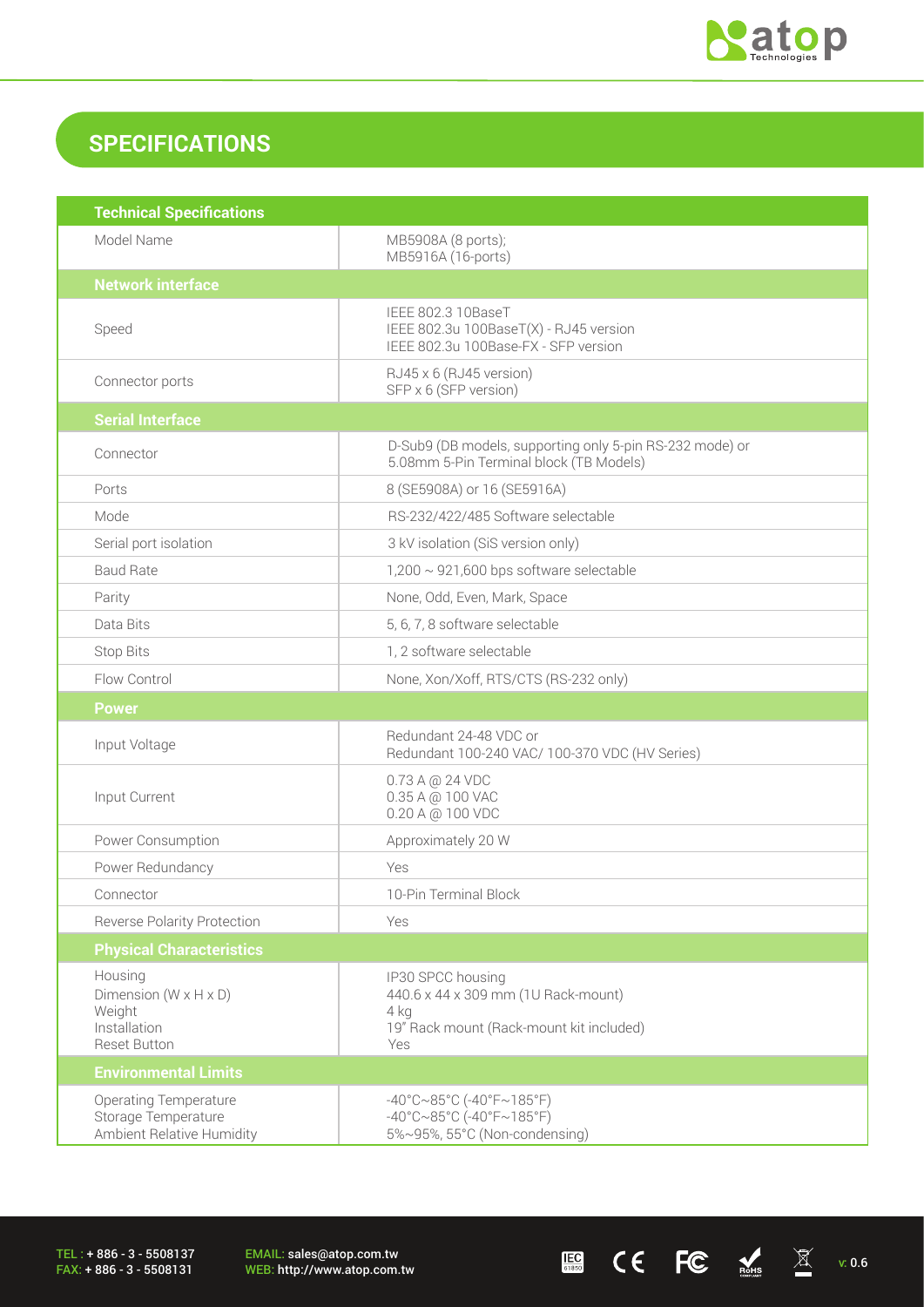## SPECIFICATIONS

| Technical Specifications | |
|---|---|
| Model Name | MB5908A (8 ports);<br>MB5916A (16-ports) |
| **Network interface** | |
| Speed | IEEE 802.3 10BaseT<br>IEEE 802.3u 100BaseT(X) - RJ45 version<br>IEEE 802.3u 100Base-FX - SFP version |
| Connector ports | RJ45 x 6 (RJ45 version)<br>SFP x 6 (SFP version) |
| **Serial Interface** | |
| Connector | D-Sub9 (DB models, supporting only 5-pin RS-232 mode) or<br>5.08mm 5-Pin Terminal block (TB Models) |
| Ports | 8 (SE5908A) or 16 (SE5916A) |
| Mode | RS-232/422/485 Software selectable |
| Serial port isolation | 3 kV isolation (SiS version only) |
| Baud Rate | 1,200 ~ 921,600 bps software selectable |
| Parity | None, Odd, Even, Mark, Space |
| Data Bits | 5, 6, 7, 8 software selectable |
| Stop Bits | 1, 2 software selectable |
| Flow Control | None, Xon/Xoff, RTS/CTS (RS-232 only) |
| **Power** | |
| Input Voltage | Redundant 24-48 VDC or<br>Redundant 100-240 VAC/ 100-370 VDC (HV Series) |
| Input Current | 0.73 A @ 24 VDC<br>0.35 A @ 100 VAC<br>0.20 A @ 100 VDC |
| Power Consumption | Approximately 20 W |
| Power Redundancy | Yes |
| Connector | 10-Pin Terminal Block |
| Reverse Polarity Protection | Yes |
| **Physical Characteristics** | |
| Housing<br>Dimension (W x H x D)<br>Weight<br>Installation<br>Reset Button | IP30 SPCC housing<br>440.6 x 44 x 309 mm (1U Rack-mount)<br>4 kg<br>19" Rack mount (Rack-mount kit included)<br>Yes |
| **Environmental Limits** | |
| Operating Temperature<br>Storage Temperature<br>Ambient Relative Humidity | -40°C~85°C (-40°F~185°F)<br>-40°C~85°C (-40°F~185°F)<br>5%~95%, 55°C (Non-condensing) |

TEL : + 886 - 3 - 5508137
FAX: + 886 - 3 - 5508131

EMAIL: sales@atop.com.tw
WEB: http://www.atop.com.tw

v: 0.6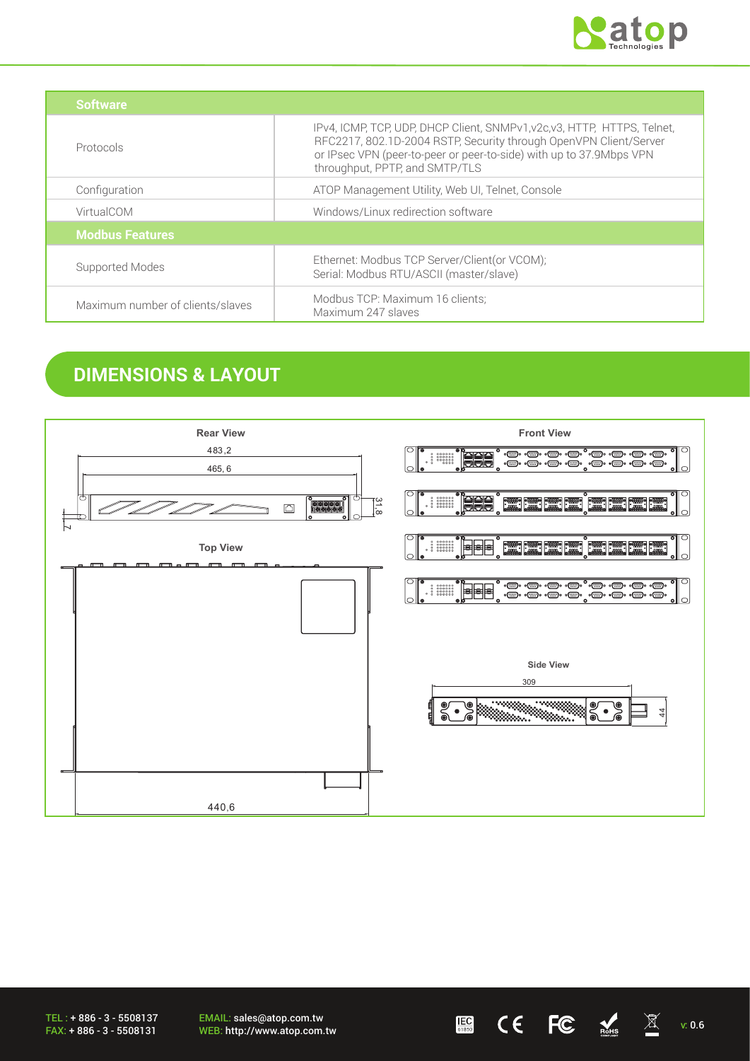| Software | |
|---|---|
| Protocols | IPv4, ICMP, TCP, UDP, DHCP Client, SNMPv1,v2c,v3, HTTP, HTTPS, Telnet, RFC2217, 802.1D-2004 RSTP, Security through OpenVPN Client/Server or IPsec VPN (peer-to-peer or peer-to-side) with up to 37.9Mbps VPN throughput, PPTP, and SMTP/TLS |
| Configuration | ATOP Management Utility, Web UI, Telnet, Console |
| VirtualCOM | Windows/Linux redirection software |
| **Modbus Features** | |
| Supported Modes | Ethernet: Modbus TCP Server/Client(or VCOM);<br>Serial: Modbus RTU/ASCII (master/slave) |
| Maximum number of clients/slaves | Modbus TCP: Maximum 16 clients;<br>Maximum 247 slaves |

## DIMENSIONS & LAYOUT

Rear View

483,2

465,6

31,8

7,1

Front View

Top View

440,6

Side View

309

44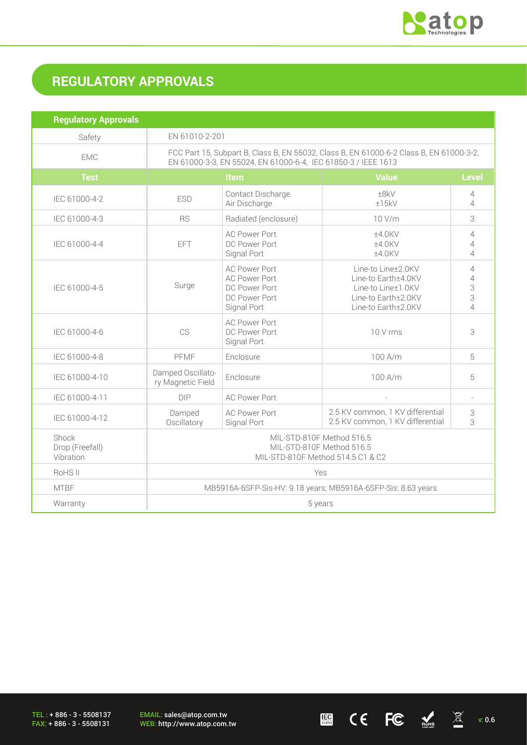## REGULATORY APPROVALS

| Regulatory Approvals | | | | |
|---|---|---|---|---|
| Safety | EN 61010-2-201 | | | |
| EMC | FCC Part 15, Subpart B, Class B, EN 55032, Class B, EN 61000-6-2 Class B, EN 61000-3-2, EN 61000-3-3, EN 55024, EN 61000-6-4, IEC 61850-3 / IEEE 1613 | | | |
| **Test** | **Item** | | **Value** | **Level** |
| IEC 61000-4-2 | ESD | Contact Discharge<br>Air Discharge | ±8kV<br>±15kV | 4<br>4 |
| IEC 61000-4-3 | RS | Radiated (enclosure) | 10 V/m | 3 |
| IEC 61000-4-4 | EFT | AC Power Port<br>DC Power Port<br>Signal Port | ±4.0KV<br>±4.0KV<br>±4.0KV | 4<br>4<br>4 |
| IEC 61000-4-5 | Surge | AC Power Port<br>AC Power Port<br>DC Power Port<br>DC Power Port<br>Signal Port | Line-to Line±2.0KV<br>Line-to Earth±4.0KV<br>Line-to Line±1.0KV<br>Line-to Earth±2.0KV<br>Line-to Earth±2.0KV | 4<br>4<br>3<br>3<br>4 |
| IEC 61000-4-6 | CS | AC Power Port<br>DC Power Port<br>Signal Port | 10 V rms | 3 |
| IEC 61000-4-8 | PFMF | Enclosure | 100 A/m | 5 |
| IEC 61000-4-10 | Damped Oscillatory Magnetic Field | Enclosure | 100 A/m | 5 |
| IEC 61000-4-11 | DIP | AC Power Port | - | - |
| IEC 61000-4-12 | Damped Oscillatory | AC Power Port<br>Signal Port | 2.5 KV common, 1 KV differential<br>2.5 KV common, 1 KV differential | 3<br>3 |
| Shock<br>Drop (Freefall)<br>Vibration | MIL-STD-810F Method 516.5<br>MIL-STD-810F Method 516.5<br>MIL-STD-810F Method 514.5 C1 & C2 | | | |
| RoHS II | Yes | | | |
| MTBF | MB5916A-6SFP-Sis-HV: 9.18 years; MB5916A-6SFP-Sis: 8.63 years | | | |
| Warranty | 5 years | | | |

TEL : + 886 - 3 - 5508137
FAX: + 886 - 3 - 5508131

EMAIL: sales@atop.com.tw
WEB: http://www.atop.com.tw

v: 0.6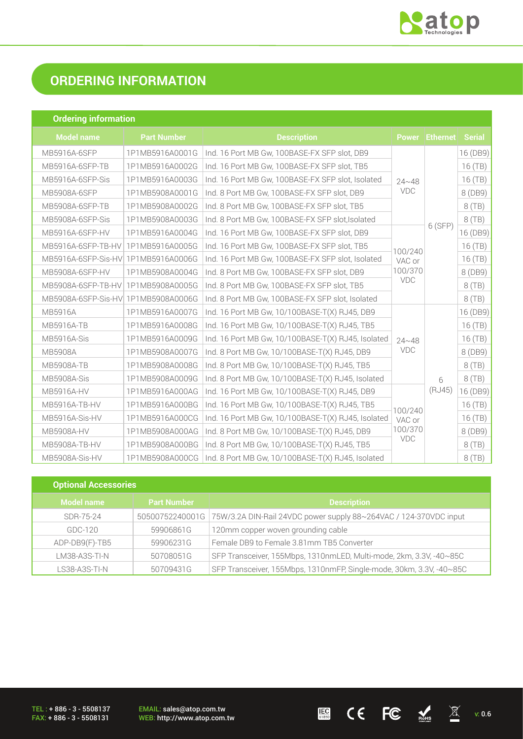# ORDERING INFORMATION

## Ordering information

| Model name | Part Number | Description | Power | Ethernet | Serial |
|---|---|---|---|---|---|
| MB5916A-6SFP | 1P1MB5916A0001G | Ind. 16 Port MB Gw, 100BASE-FX SFP slot, DB9 | 24~48 VDC | 6 (SFP) | 16 (DB9) |
| MB5916A-6SFP-TB | 1P1MB5916A0002G | Ind. 16 Port MB Gw, 100BASE-FX SFP slot, TB5 | | | 16 (TB) |
| MB5916A-6SFP-Sis | 1P1MB5916A0003G | Ind. 16 Port MB Gw, 100BASE-FX SFP slot, Isolated | | | 16 (TB) |
| MB5908A-6SFP | 1P1MB5908A0001G | Ind. 8 Port MB Gw, 100BASE-FX SFP slot, DB9 | | | 8 (DB9) |
| MB5908A-6SFP-TB | 1P1MB5908A0002G | Ind. 8 Port MB Gw, 100BASE-FX SFP slot, TB5 | | | 8 (TB) |
| MB5908A-6SFP-Sis | 1P1MB5908A0003G | Ind. 8 Port MB Gw, 100BASE-FX SFP slot,Isolated | | | 8 (TB) |
| MB5916A-6SFP-HV | 1P1MB5916A0004G | Ind. 16 Port MB Gw, 100BASE-FX SFP slot, DB9 | 100/240 VAC or 100/370 VDC | | 16 (DB9) |
| MB5916A-6SFP-TB-HV | 1P1MB5916A0005G | Ind. 16 Port MB Gw, 100BASE-FX SFP slot, TB5 | | | 16 (TB) |
| MB5916A-6SFP-Sis-HV | 1P1MB5916A0006G | Ind. 16 Port MB Gw, 100BASE-FX SFP slot, Isolated | | | 16 (TB) |
| MB5908A-6SFP-HV | 1P1MB5908A0004G | Ind. 8 Port MB Gw, 100BASE-FX SFP slot, DB9 | | | 8 (DB9) |
| MB5908A-6SFP-TB-HV | 1P1MB5908A0005G | Ind. 8 Port MB Gw, 100BASE-FX SFP slot, TB5 | | | 8 (TB) |
| MB5908A-6SFP-Sis-HV | 1P1MB5908A0006G | Ind. 8 Port MB Gw, 100BASE-FX SFP slot, Isolated | | | 8 (TB) |
| MB5916A | 1P1MB5916A0007G | Ind. 16 Port MB Gw, 10/100BASE-T(X) RJ45, DB9 | 24~48 VDC | 6 (RJ45) | 16 (DB9) |
| MB5916A-TB | 1P1MB5916A0008G | Ind. 16 Port MB Gw, 10/100BASE-T(X) RJ45, TB5 | | | 16 (TB) |
| MB5916A-Sis | 1P1MB5916A0009G | Ind. 16 Port MB Gw, 10/100BASE-T(X) RJ45, Isolated | | | 16 (TB) |
| MB5908A | 1P1MB5908A0007G | Ind. 8 Port MB Gw, 10/100BASE-T(X) RJ45, DB9 | | | 8 (DB9) |
| MB5908A-TB | 1P1MB5908A0008G | Ind. 8 Port MB Gw, 10/100BASE-T(X) RJ45, TB5 | | | 8 (TB) |
| MB5908A-Sis | 1P1MB5908A0009G | Ind. 8 Port MB Gw, 10/100BASE-T(X) RJ45, Isolated | | | 8 (TB) |
| MB5916A-HV | 1P1MB5916A000AG | Ind. 16 Port MB Gw, 10/100BASE-T(X) RJ45, DB9 | 100/240 VAC or 100/370 VDC | | 16 (DB9) |
| MB5916A-TB-HV | 1P1MB5916A000BG | Ind. 16 Port MB Gw, 10/100BASE-T(X) RJ45, TB5 | | | 16 (TB) |
| MB5916A-Sis-HV | 1P1MB5916A000CG | Ind. 16 Port MB Gw, 10/100BASE-T(X) RJ45, Isolated | | | 16 (TB) |
| MB5908A-HV | 1P1MB5908A000AG | Ind. 8 Port MB Gw, 10/100BASE-T(X) RJ45, DB9 | | | 8 (DB9) |
| MB5908A-TB-HV | 1P1MB5908A000BG | Ind. 8 Port MB Gw, 10/100BASE-T(X) RJ45, TB5 | | | 8 (TB) |
| MB5908A-Sis-HV | 1P1MB5908A000CG | Ind. 8 Port MB Gw, 10/100BASE-T(X) RJ45, Isolated | | | 8 (TB) |

## Optional Accessories

| Model name | Part Number | Description |
|---|---|---|
| SDR-75-24 | 50500752240001G | 75W/3.2A DIN-Rail 24VDC power supply 88~264VAC / 124-370VDC input |
| GDC-120 | 59906861G | 120mm copper woven grounding cable |
| ADP-DB9(F)-TB5 | 59906231G | Female DB9 to Female 3.81mm TB5 Converter |
| LM38-A3S-TI-N | 50708051G | SFP Transceiver, 155Mbps, 1310nmLED, Multi-mode, 2km, 3.3V, -40~85C |
| LS38-A3S-TI-N | 50709431G | SFP Transceiver, 155Mbps, 1310nmFP, Single-mode, 30km, 3.3V, -40~85C |

TEL : + 886 - 3 - 5508137
FAX: + 886 - 3 - 5508131

EMAIL: sales@atop.com.tw
WEB: http://www.atop.com.tw

v: 0.6